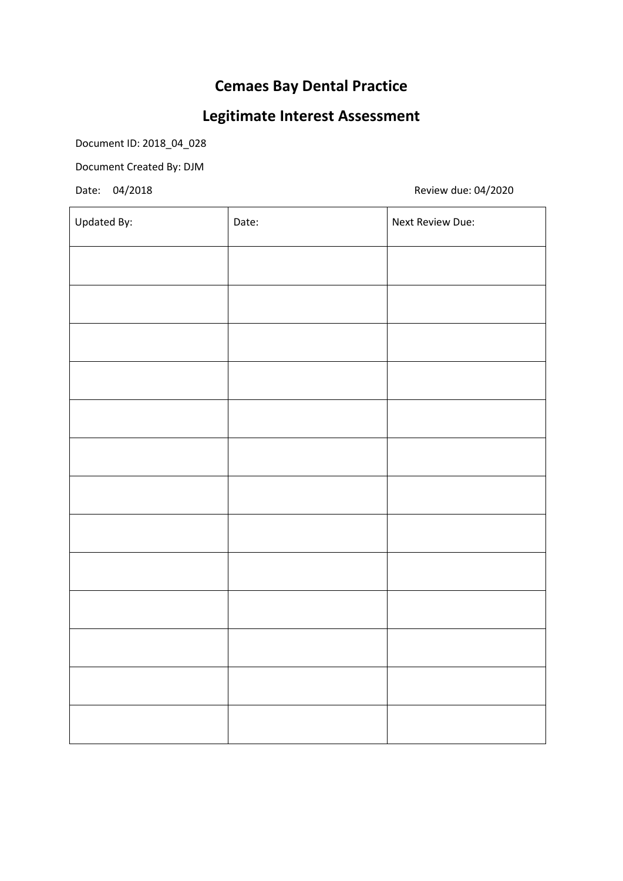# Cemaes Bay Dental Practice

## Legitimate Interest Assessment

Document ID: 2018_04_028

Document Created By: DJM

Date: 04/2018 Review due: 04/2020

| Updated By: | Date: | Next Review Due: |
|---|---|---|
| | | |
| | | |
| | | |
| | | |
| | | |
| | | |
| | | |
| | | |
| | | |
| | | |
| | | |
| | | |
| | | |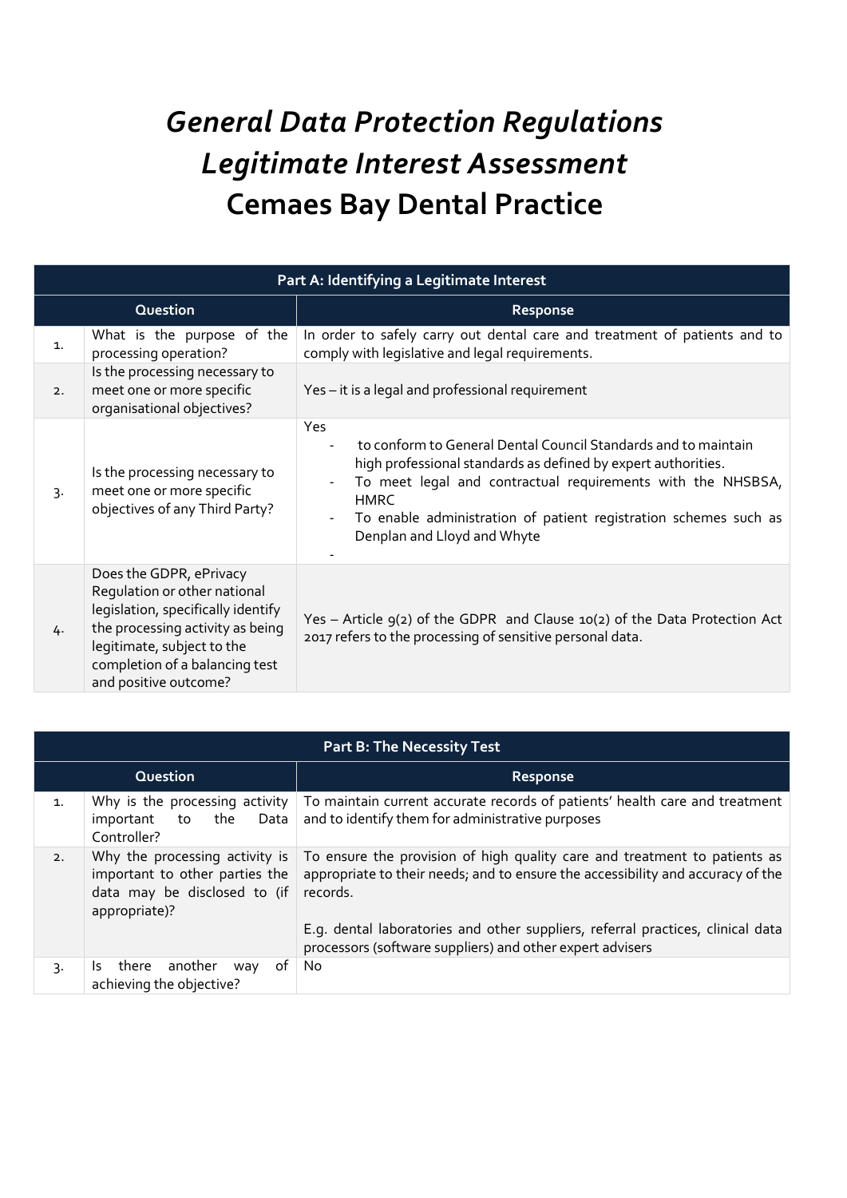# *General Data Protection Regulations*
# *Legitimate Interest Assessment*
# Cemaes Bay Dental Practice

| Part A: Identifying a Legitimate Interest | | |
|---|---|---|
| **Question** | | **Response** |
| 1. | What is the purpose of the processing operation? | In order to safely carry out dental care and treatment of patients and to comply with legislative and legal requirements. |
| 2. | Is the processing necessary to meet one or more specific organisational objectives? | Yes – it is a legal and professional requirement |
| 3. | Is the processing necessary to meet one or more specific objectives of any Third Party? | Yes<br>- to conform to General Dental Council Standards and to maintain high professional standards as defined by expert authorities.<br>- To meet legal and contractual requirements with the NHSBSA, HMRC<br>- To enable administration of patient registration schemes such as Denplan and Lloyd and Whyte<br>- |
| 4. | Does the GDPR, ePrivacy Regulation or other national legislation, specifically identify the processing activity as being legitimate, subject to the completion of a balancing test and positive outcome? | Yes – Article 9(2) of the GDPR and Clause 10(2) of the Data Protection Act 2017 refers to the processing of sensitive personal data. |

| Part B: The Necessity Test | | |
|---|---|---|
| **Question** | | **Response** |
| 1. | Why is the processing activity important to the Data Controller? | To maintain current accurate records of patients' health care and treatment and to identify them for administrative purposes |
| 2. | Why the processing activity is important to other parties the data may be disclosed to (if appropriate)? | To ensure the provision of high quality care and treatment to patients as appropriate to their needs; and to ensure the accessibility and accuracy of the records.<br><br>E.g. dental laboratories and other suppliers, referral practices, clinical data processors (software suppliers) and other expert advisers |
| 3. | Is there another way of achieving the objective? | No |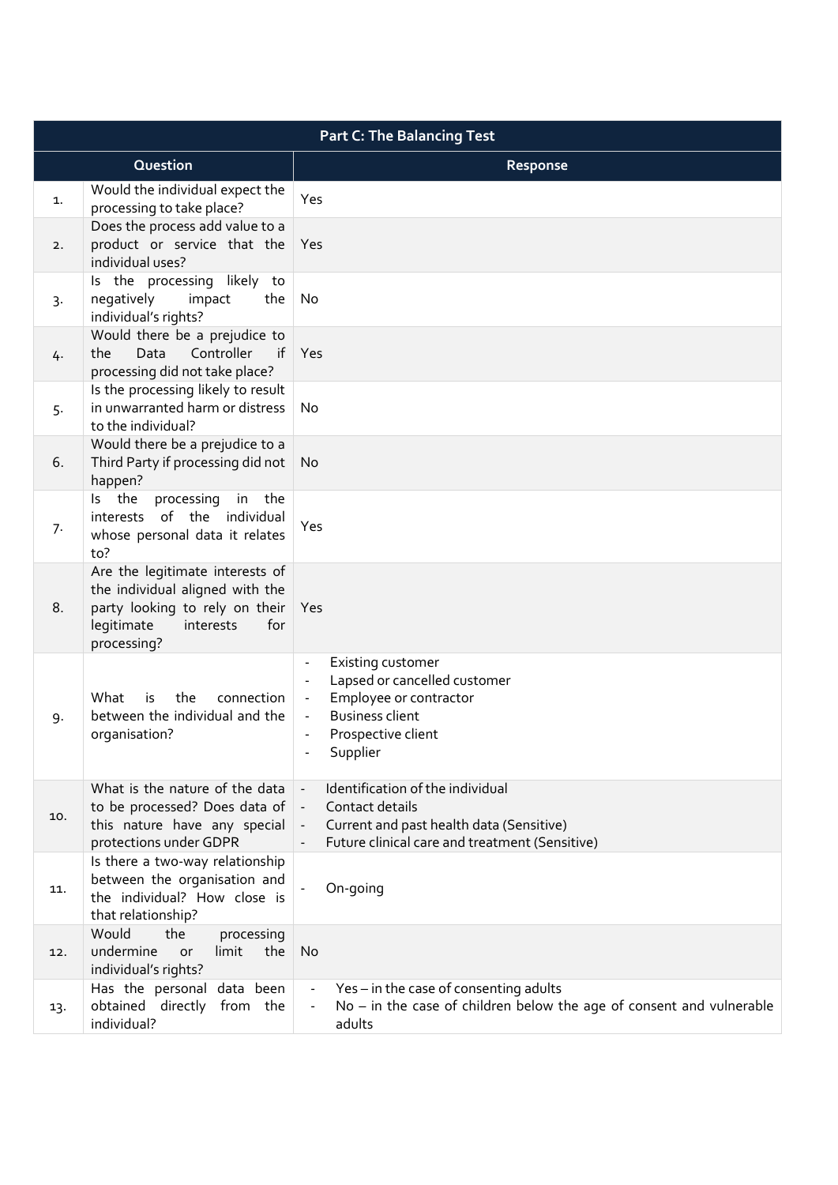| Part C: The Balancing Test | | |
|---|---|---|
| | **Question** | **Response** |
| 1. | Would the individual expect the processing to take place? | Yes |
| 2. | Does the process add value to a product or service that the individual uses? | Yes |
| 3. | Is the processing likely to negatively impact the individual's rights? | No |
| 4. | Would there be a prejudice to the Data Controller if processing did not take place? | Yes |
| 5. | Is the processing likely to result in unwarranted harm or distress to the individual? | No |
| 6. | Would there be a prejudice to a Third Party if processing did not happen? | No |
| 7. | Is the processing in the interests of the individual whose personal data it relates to? | Yes |
| 8. | Are the legitimate interests of the individual aligned with the party looking to rely on their legitimate interests for processing? | Yes |
| 9. | What is the connection between the individual and the organisation? | - Existing customer<br>- Lapsed or cancelled customer<br>- Employee or contractor<br>- Business client<br>- Prospective client<br>- Supplier |
| 10. | What is the nature of the data to be processed? Does data of this nature have any special protections under GDPR | - Identification of the individual<br>- Contact details<br>- Current and past health data (Sensitive)<br>- Future clinical care and treatment (Sensitive) |
| 11. | Is there a two-way relationship between the organisation and the individual? How close is that relationship? | - On-going |
| 12. | Would the processing undermine or limit the individual's rights? | No |
| 13. | Has the personal data been obtained directly from the individual? | - Yes – in the case of consenting adults<br>- No – in the case of children below the age of consent and vulnerable adults |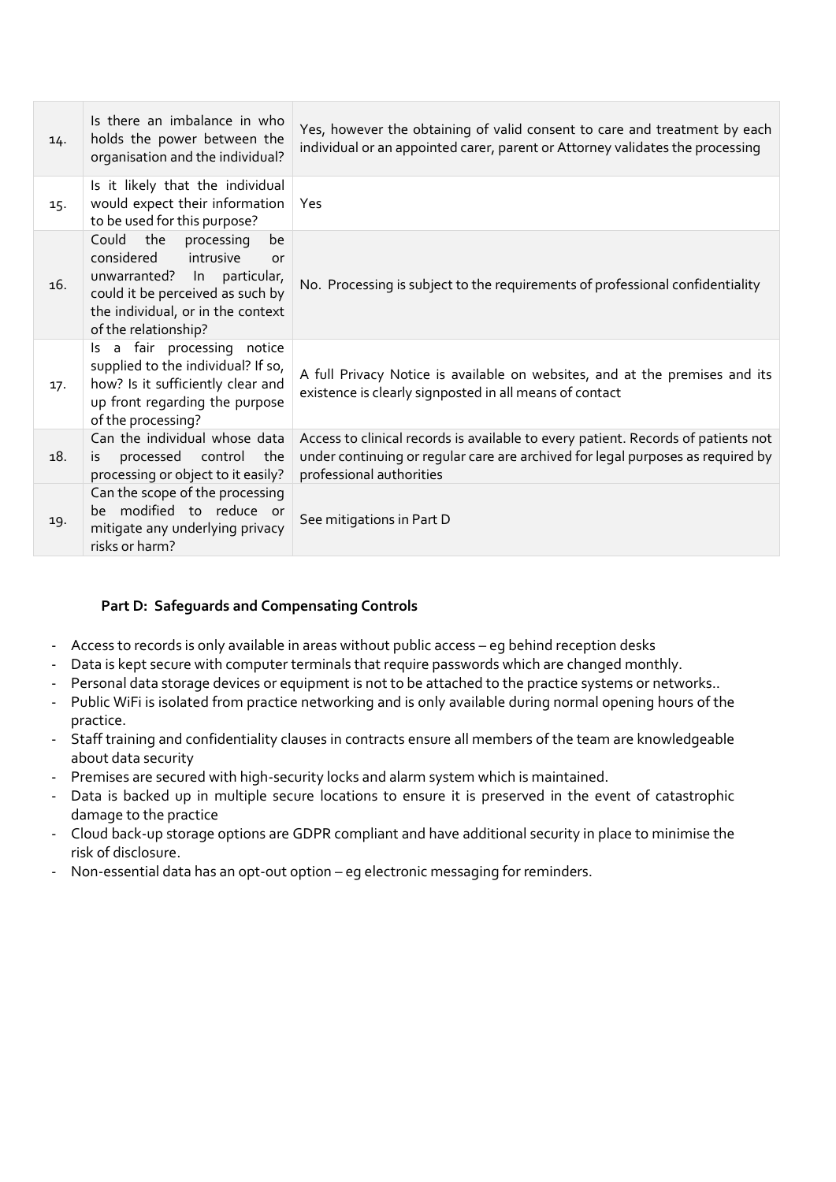| | | |
|---|---|---|
| 14. | Is there an imbalance in who holds the power between the organisation and the individual? | Yes, however the obtaining of valid consent to care and treatment by each individual or an appointed carer, parent or Attorney validates the processing |
| 15. | Is it likely that the individual would expect their information to be used for this purpose? | Yes |
| 16. | Could the processing be considered intrusive or unwarranted? In particular, could it be perceived as such by the individual, or in the context of the relationship? | No. Processing is subject to the requirements of professional confidentiality |
| 17. | Is a fair processing notice supplied to the individual? If so, how? Is it sufficiently clear and up front regarding the purpose of the processing? | A full Privacy Notice is available on websites, and at the premises and its existence is clearly signposted in all means of contact |
| 18. | Can the individual whose data is processed control the processing or object to it easily? | Access to clinical records is available to every patient. Records of patients not under continuing or regular care are archived for legal purposes as required by professional authorities |
| 19. | Can the scope of the processing be modified to reduce or mitigate any underlying privacy risks or harm? | See mitigations in Part D |

**Part D: Safeguards and Compensating Controls**

- Access to records is only available in areas without public access – eg behind reception desks
- Data is kept secure with computer terminals that require passwords which are changed monthly.
- Personal data storage devices or equipment is not to be attached to the practice systems or networks..
- Public WiFi is isolated from practice networking and is only available during normal opening hours of the practice.
- Staff training and confidentiality clauses in contracts ensure all members of the team are knowledgeable about data security
- Premises are secured with high-security locks and alarm system which is maintained.
- Data is backed up in multiple secure locations to ensure it is preserved in the event of catastrophic damage to the practice
- Cloud back-up storage options are GDPR compliant and have additional security in place to minimise the risk of disclosure.
- Non-essential data has an opt-out option – eg electronic messaging for reminders.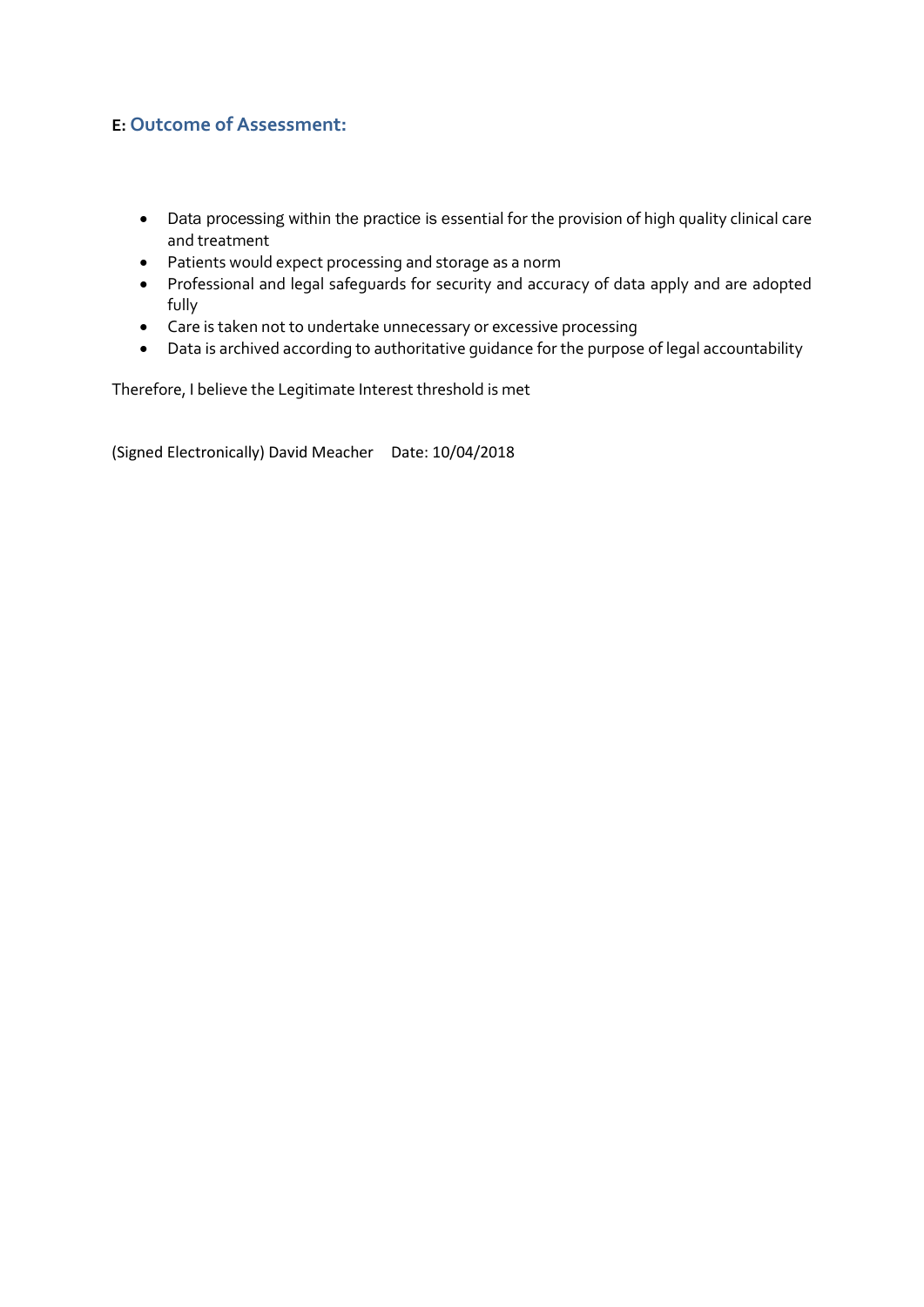## E: Outcome of Assessment:

- Data processing within the practice is essential for the provision of high quality clinical care and treatment
- Patients would expect processing and storage as a norm
- Professional and legal safeguards for security and accuracy of data apply and are adopted fully
- Care is taken not to undertake unnecessary or excessive processing
- Data is archived according to authoritative guidance for the purpose of legal accountability

Therefore, I believe the Legitimate Interest threshold is met

(Signed Electronically) David Meacher Date: 10/04/2018